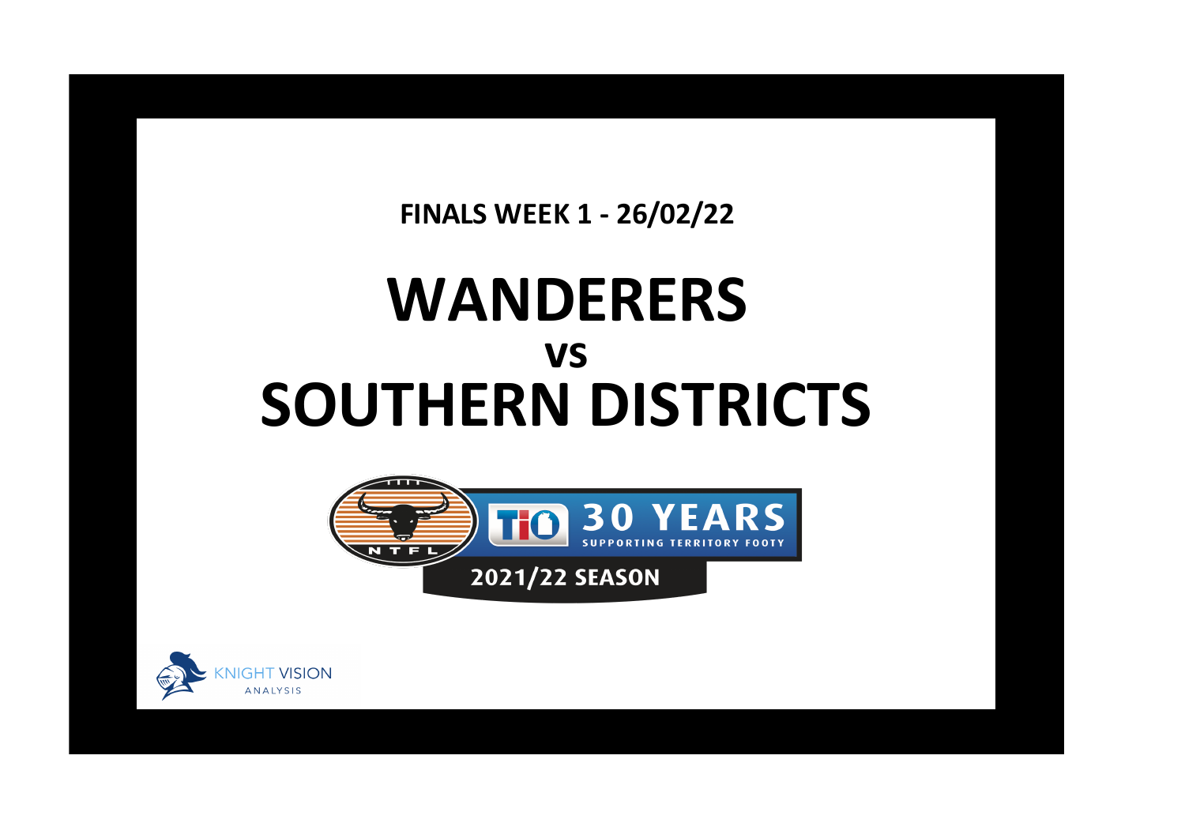**FINALS WEEK 1 - 26/02/22**

# WANDERERS

## vs

# SOUTHERN DISTRICTS

NTFL

TIO 30 YEARS SUPPORTING TERRITORY FOOTY

2021/22 SEASON

KNIGHT VISION ANALYSIS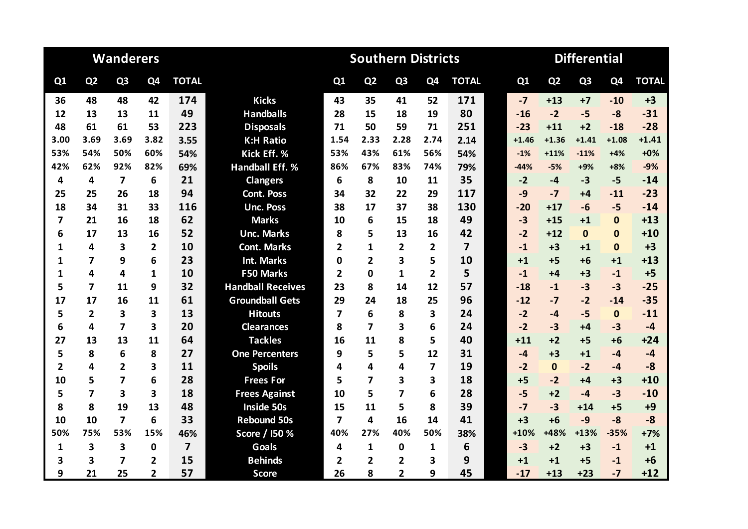| Wanderers | | | | | | Southern Districts | | | | | Differential | | | | |
|---|---|---|---|---|---|---|---|---|---|---|---|---|---|---|---|
| Q1 | Q2 | Q3 | Q4 | TOTAL | | Q1 | Q2 | Q3 | Q4 | TOTAL | Q1 | Q2 | Q3 | Q4 | TOTAL |
| 36 | 48 | 48 | 42 | 174 | Kicks | 43 | 35 | 41 | 52 | 171 | -7 | +13 | +7 | -10 | +3 |
| 12 | 13 | 13 | 11 | 49 | Handballs | 28 | 15 | 18 | 19 | 80 | -16 | -2 | -5 | -8 | -31 |
| 48 | 61 | 61 | 53 | 223 | Disposals | 71 | 50 | 59 | 71 | 251 | -23 | +11 | +2 | -18 | -28 |
| 3.00 | 3.69 | 3.69 | 3.82 | 3.55 | K:H Ratio | 1.54 | 2.33 | 2.28 | 2.74 | 2.14 | +1.46 | +1.36 | +1.41 | +1.08 | +1.41 |
| 53% | 54% | 50% | 60% | 54% | Kick Eff. % | 53% | 43% | 61% | 56% | 54% | -1% | +11% | -11% | +4% | +0% |
| 42% | 62% | 92% | 82% | 69% | Handball Eff. % | 86% | 67% | 83% | 74% | 79% | -44% | -5% | +9% | +8% | -9% |
| 4 | 4 | 7 | 6 | 21 | Clangers | 6 | 8 | 10 | 11 | 35 | -2 | -4 | -3 | -5 | -14 |
| 25 | 25 | 26 | 18 | 94 | Cont. Poss | 34 | 32 | 22 | 29 | 117 | -9 | -7 | +4 | -11 | -23 |
| 18 | 34 | 31 | 33 | 116 | Unc. Poss | 38 | 17 | 37 | 38 | 130 | -20 | +17 | -6 | -5 | -14 |
| 7 | 21 | 16 | 18 | 62 | Marks | 10 | 6 | 15 | 18 | 49 | -3 | +15 | +1 | 0 | +13 |
| 6 | 17 | 13 | 16 | 52 | Unc. Marks | 8 | 5 | 13 | 16 | 42 | -2 | +12 | 0 | 0 | +10 |
| 1 | 4 | 3 | 2 | 10 | Cont. Marks | 2 | 1 | 2 | 2 | 7 | -1 | +3 | +1 | 0 | +3 |
| 1 | 7 | 9 | 6 | 23 | Int. Marks | 0 | 2 | 3 | 5 | 10 | +1 | +5 | +6 | +1 | +13 |
| 1 | 4 | 4 | 1 | 10 | F50 Marks | 2 | 0 | 1 | 2 | 5 | -1 | +4 | +3 | -1 | +5 |
| 5 | 7 | 11 | 9 | 32 | Handball Receives | 23 | 8 | 14 | 12 | 57 | -18 | -1 | -3 | -3 | -25 |
| 17 | 17 | 16 | 11 | 61 | Groundball Gets | 29 | 24 | 18 | 25 | 96 | -12 | -7 | -2 | -14 | -35 |
| 5 | 2 | 3 | 3 | 13 | Hitouts | 7 | 6 | 8 | 3 | 24 | -2 | -4 | -5 | 0 | -11 |
| 6 | 4 | 7 | 3 | 20 | Clearances | 8 | 7 | 3 | 6 | 24 | -2 | -3 | +4 | -3 | -4 |
| 27 | 13 | 13 | 11 | 64 | Tackles | 16 | 11 | 8 | 5 | 40 | +11 | +2 | +5 | +6 | +24 |
| 5 | 8 | 6 | 8 | 27 | One Percenters | 9 | 5 | 5 | 12 | 31 | -4 | +3 | +1 | -4 | -4 |
| 2 | 4 | 2 | 3 | 11 | Spoils | 4 | 4 | 4 | 7 | 19 | -2 | 0 | -2 | -4 | -8 |
| 10 | 5 | 7 | 6 | 28 | Frees For | 5 | 7 | 3 | 3 | 18 | +5 | -2 | +4 | +3 | +10 |
| 5 | 7 | 3 | 3 | 18 | Frees Against | 10 | 5 | 7 | 6 | 28 | -5 | +2 | -4 | -3 | -10 |
| 8 | 8 | 19 | 13 | 48 | Inside 50s | 15 | 11 | 5 | 8 | 39 | -7 | -3 | +14 | +5 | +9 |
| 10 | 10 | 7 | 6 | 33 | Rebound 50s | 7 | 4 | 16 | 14 | 41 | +3 | +6 | -9 | -8 | -8 |
| 50% | 75% | 53% | 15% | 46% | Score / I50 % | 40% | 27% | 40% | 50% | 38% | +10% | +48% | +13% | -35% | +7% |
| 1 | 3 | 3 | 0 | 7 | Goals | 4 | 1 | 0 | 1 | 6 | -3 | +2 | +3 | -1 | +1 |
| 3 | 3 | 7 | 2 | 15 | Behinds | 2 | 2 | 2 | 3 | 9 | +1 | +1 | +5 | -1 | +6 |
| 9 | 21 | 25 | 2 | 57 | Score | 26 | 8 | 2 | 9 | 45 | -17 | +13 | +23 | -7 | +12 |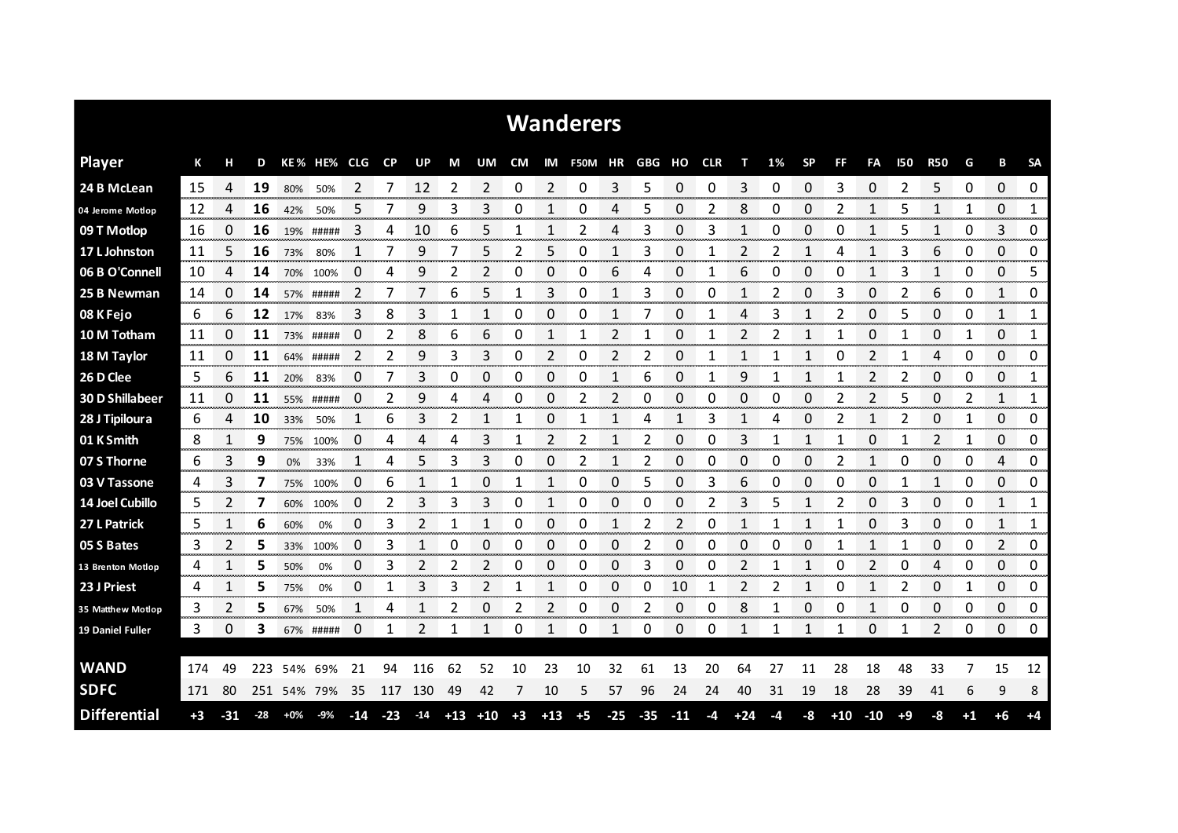# Wanderers

| Player | K | H | D | KE % | HE% | CLG | CP | UP | M | UM | CM | IM | F50M | HR | GBG | HO | CLR | T | 1% | SP | FF | FA | I50 | R50 | G | B | SA |
|---|---|---|---|---|---|---|---|---|---|---|---|---|---|---|---|---|---|---|---|---|---|---|---|---|---|---|---|
| 24 B McLean | 15 | 4 | **19** | 80% | 50% | 2 | 7 | 12 | 2 | 2 | 0 | 2 | 0 | 3 | 5 | 0 | 0 | 3 | 0 | 0 | 3 | 0 | 2 | 5 | 0 | 0 | 0 |
| 04 Jerome Motlop | 12 | 4 | **16** | 42% | 50% | 5 | 7 | 9 | 3 | 3 | 0 | 1 | 0 | 4 | 5 | 0 | 2 | 8 | 0 | 0 | 2 | 1 | 5 | 1 | 1 | 0 | 1 |
| 09 T Motlop | 16 | 0 | **16** | 19% | ##### | 3 | 4 | 10 | 6 | 5 | 1 | 1 | 2 | 4 | 3 | 0 | 3 | 1 | 0 | 0 | 0 | 1 | 5 | 1 | 0 | 3 | 0 |
| 17 L Johnston | 11 | 5 | **16** | 73% | 80% | 1 | 7 | 9 | 7 | 5 | 2 | 5 | 0 | 1 | 3 | 0 | 1 | 2 | 2 | 1 | 4 | 1 | 3 | 6 | 0 | 0 | 0 |
| 06 B O'Connell | 10 | 4 | **14** | 70% | 100% | 0 | 4 | 9 | 2 | 2 | 0 | 0 | 0 | 6 | 4 | 0 | 1 | 6 | 0 | 0 | 0 | 1 | 3 | 1 | 0 | 0 | 5 |
| 25 B Newman | 14 | 0 | **14** | 57% | ##### | 2 | 7 | 7 | 6 | 5 | 1 | 3 | 0 | 1 | 3 | 0 | 0 | 1 | 2 | 0 | 3 | 0 | 2 | 6 | 0 | 1 | 0 |
| 08 K Fejo | 6 | 6 | **12** | 17% | 83% | 3 | 8 | 3 | 1 | 1 | 0 | 0 | 0 | 1 | 7 | 0 | 1 | 4 | 3 | 1 | 2 | 0 | 5 | 0 | 0 | 1 | 1 |
| 10 M Totham | 11 | 0 | **11** | 73% | ##### | 0 | 2 | 8 | 6 | 6 | 0 | 1 | 1 | 2 | 1 | 0 | 1 | 2 | 2 | 1 | 1 | 0 | 1 | 0 | 1 | 0 | 1 |
| 18 M Taylor | 11 | 0 | **11** | 64% | ##### | 2 | 2 | 9 | 3 | 3 | 0 | 2 | 0 | 2 | 2 | 0 | 1 | 1 | 1 | 1 | 0 | 2 | 1 | 4 | 0 | 0 | 0 |
| 26 D Clee | 5 | 6 | **11** | 20% | 83% | 0 | 7 | 3 | 0 | 0 | 0 | 0 | 0 | 1 | 6 | 0 | 1 | 9 | 1 | 1 | 1 | 2 | 2 | 0 | 0 | 0 | 1 |
| 30 D Shillabeer | 11 | 0 | **11** | 55% | ##### | 0 | 2 | 9 | 4 | 4 | 0 | 0 | 2 | 2 | 0 | 0 | 0 | 0 | 0 | 0 | 2 | 2 | 5 | 0 | 2 | 1 | 1 |
| 28 J Tipiloura | 6 | 4 | **10** | 33% | 50% | 1 | 6 | 3 | 2 | 1 | 1 | 0 | 1 | 1 | 4 | 1 | 3 | 1 | 4 | 0 | 2 | 1 | 2 | 0 | 1 | 0 | 0 |
| 01 K Smith | 8 | 1 | **9** | 75% | 100% | 0 | 4 | 4 | 4 | 3 | 1 | 2 | 2 | 1 | 2 | 0 | 0 | 3 | 1 | 1 | 1 | 0 | 1 | 2 | 1 | 0 | 0 |
| 07 S Thorne | 6 | 3 | **9** | 0% | 33% | 1 | 4 | 5 | 3 | 3 | 0 | 0 | 2 | 1 | 2 | 0 | 0 | 0 | 0 | 0 | 2 | 1 | 0 | 0 | 0 | 4 | 0 |
| 03 V Tassone | 4 | 3 | **7** | 75% | 100% | 0 | 6 | 1 | 1 | 0 | 1 | 1 | 0 | 0 | 5 | 0 | 3 | 6 | 0 | 0 | 0 | 0 | 1 | 1 | 0 | 0 | 0 |
| 14 Joel Cubillo | 5 | 2 | **7** | 60% | 100% | 0 | 2 | 3 | 3 | 3 | 0 | 1 | 0 | 0 | 0 | 0 | 2 | 3 | 5 | 1 | 2 | 0 | 3 | 0 | 0 | 1 | 1 |
| 27 L Patrick | 5 | 1 | **6** | 60% | 0% | 0 | 3 | 2 | 1 | 1 | 0 | 0 | 0 | 1 | 2 | 2 | 0 | 1 | 1 | 1 | 1 | 0 | 3 | 0 | 0 | 1 | 1 |
| 05 S Bates | 3 | 2 | **5** | 33% | 100% | 0 | 3 | 1 | 0 | 0 | 0 | 0 | 0 | 0 | 2 | 0 | 0 | 0 | 0 | 0 | 1 | 1 | 1 | 0 | 0 | 2 | 0 |
| 13 Brenton Motlop | 4 | 1 | **5** | 50% | 0% | 0 | 3 | 2 | 2 | 2 | 0 | 0 | 0 | 0 | 3 | 0 | 0 | 2 | 1 | 1 | 0 | 2 | 0 | 4 | 0 | 0 | 0 |
| 23 J Priest | 4 | 1 | **5** | 75% | 0% | 0 | 1 | 3 | 3 | 2 | 1 | 1 | 0 | 0 | 0 | 10 | 1 | 2 | 2 | 1 | 0 | 1 | 2 | 0 | 1 | 0 | 0 |
| 35 Matthew Motlop | 3 | 2 | **5** | 67% | 50% | 1 | 4 | 1 | 2 | 0 | 2 | 2 | 0 | 0 | 2 | 0 | 0 | 8 | 1 | 0 | 0 | 1 | 0 | 0 | 0 | 0 | 0 |
| 19 Daniel Fuller | 3 | 0 | **3** | 67% | ##### | 0 | 1 | 2 | 1 | 1 | 0 | 1 | 0 | 1 | 0 | 0 | 0 | 1 | 1 | 1 | 1 | 0 | 1 | 2 | 0 | 0 | 0 |
| **WAND** | 174 | 49 | 223 | 54% | 69% | 21 | 94 | 116 | 62 | 52 | 10 | 23 | 10 | 32 | 61 | 13 | 20 | 64 | 27 | 11 | 28 | 18 | 48 | 33 | 7 | 15 | 12 |
| **SDFC** | 171 | 80 | 251 | 54% | 79% | 35 | 117 | 130 | 49 | 42 | 7 | 10 | 5 | 57 | 96 | 24 | 24 | 40 | 31 | 19 | 18 | 28 | 39 | 41 | 6 | 9 | 8 |
| **Differential** | +3 | -31 | -28 | +0% | -9% | -14 | -23 | -14 | +13 | +10 | +3 | +13 | +5 | -25 | -35 | -11 | -4 | +24 | -4 | -8 | +10 | -10 | +9 | -8 | +1 | +6 | +4 |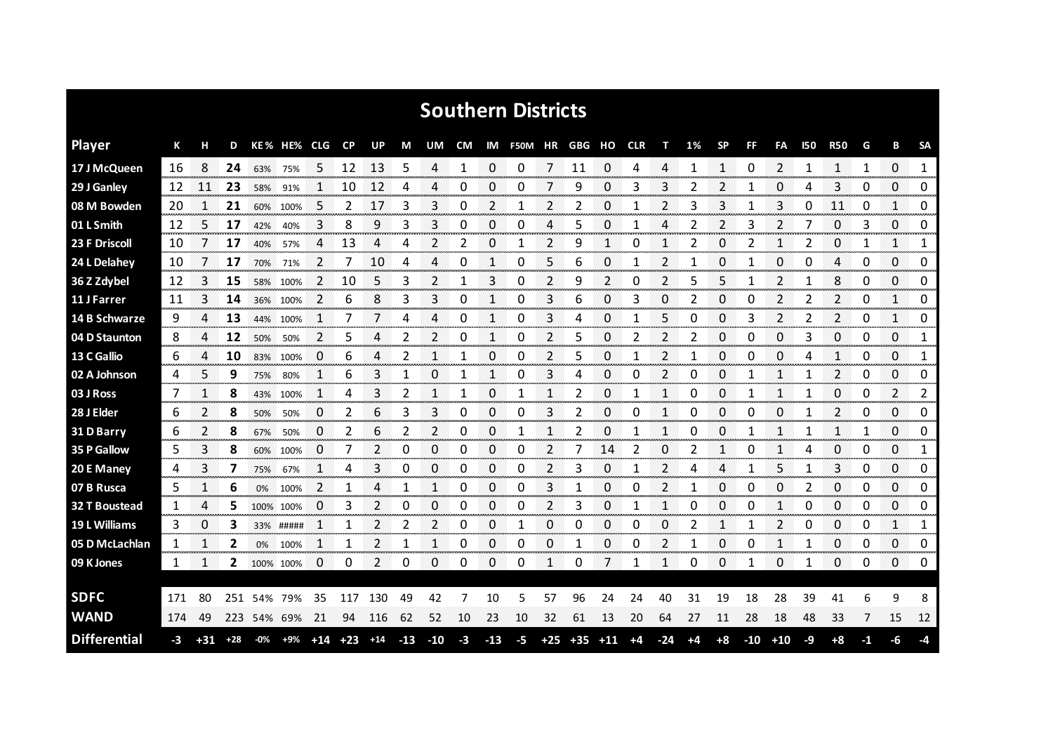# Southern Districts

| Player | K | H | D | KE% | HE% | CLG | CP | UP | M | UM | CM | IM | F50M | HR | GBG | HO | CLR | T | 1% | SP | FF | FA | I50 | R50 | G | B | SA |
|---|---|---|---|---|---|---|---|---|---|---|---|---|---|---|---|---|---|---|---|---|---|---|---|---|---|---|---|
| 17 J McQueen | 16 | 8 | **24** | 63% | 75% | 5 | 12 | 13 | 5 | 4 | 1 | 0 | 0 | 7 | 11 | 0 | 4 | 4 | 1 | 1 | 0 | 2 | 1 | 1 | 1 | 0 | 1 |
| 29 J Ganley | 12 | 11 | **23** | 58% | 91% | 1 | 10 | 12 | 4 | 4 | 0 | 0 | 0 | 7 | 9 | 0 | 3 | 3 | 2 | 2 | 1 | 0 | 4 | 3 | 0 | 0 | 0 |
| 08 M Bowden | 20 | 1 | **21** | 60% | 100% | 5 | 2 | 17 | 3 | 3 | 0 | 2 | 1 | 2 | 2 | 0 | 1 | 2 | 3 | 3 | 1 | 3 | 0 | 11 | 0 | 1 | 0 |
| 01 L Smith | 12 | 5 | **17** | 42% | 40% | 3 | 8 | 9 | 3 | 3 | 0 | 0 | 0 | 4 | 5 | 0 | 1 | 4 | 2 | 2 | 3 | 2 | 7 | 0 | 3 | 0 | 0 |
| 23 F Driscoll | 10 | 7 | **17** | 40% | 57% | 4 | 13 | 4 | 4 | 2 | 2 | 0 | 1 | 2 | 9 | 1 | 0 | 1 | 2 | 0 | 2 | 1 | 2 | 0 | 1 | 1 | 1 |
| 24 L Delahey | 10 | 7 | **17** | 70% | 71% | 2 | 7 | 10 | 4 | 4 | 0 | 1 | 0 | 5 | 6 | 0 | 1 | 2 | 1 | 0 | 1 | 0 | 0 | 4 | 0 | 0 | 0 |
| 36 Z Zdybel | 12 | 3 | **15** | 58% | 100% | 2 | 10 | 5 | 3 | 2 | 1 | 3 | 0 | 2 | 9 | 2 | 0 | 2 | 5 | 5 | 1 | 2 | 1 | 8 | 0 | 0 | 0 |
| 11 J Farrer | 11 | 3 | **14** | 36% | 100% | 2 | 6 | 8 | 3 | 3 | 0 | 1 | 0 | 3 | 6 | 0 | 3 | 0 | 2 | 0 | 0 | 2 | 2 | 2 | 0 | 1 | 0 |
| 14 B Schwarze | 9 | 4 | **13** | 44% | 100% | 1 | 7 | 7 | 4 | 4 | 0 | 1 | 0 | 3 | 4 | 0 | 1 | 5 | 0 | 0 | 3 | 2 | 2 | 2 | 0 | 1 | 0 |
| 04 D Staunton | 8 | 4 | **12** | 50% | 50% | 2 | 5 | 4 | 2 | 2 | 0 | 1 | 0 | 2 | 5 | 0 | 2 | 2 | 2 | 0 | 0 | 0 | 3 | 0 | 0 | 0 | 1 |
| 13 C Gallio | 6 | 4 | **10** | 83% | 100% | 0 | 6 | 4 | 2 | 1 | 1 | 0 | 0 | 2 | 5 | 0 | 1 | 2 | 1 | 0 | 0 | 0 | 4 | 1 | 0 | 0 | 1 |
| 02 A Johnson | 4 | 5 | **9** | 75% | 80% | 1 | 6 | 3 | 1 | 0 | 1 | 1 | 0 | 3 | 4 | 0 | 0 | 2 | 0 | 0 | 1 | 1 | 1 | 2 | 0 | 0 | 0 |
| 03 J Ross | 7 | 1 | **8** | 43% | 100% | 1 | 4 | 3 | 2 | 1 | 1 | 0 | 1 | 1 | 2 | 0 | 1 | 1 | 0 | 0 | 1 | 1 | 1 | 0 | 0 | 2 | 2 |
| 28 J Elder | 6 | 2 | **8** | 50% | 50% | 0 | 2 | 6 | 3 | 3 | 0 | 0 | 0 | 3 | 2 | 0 | 0 | 1 | 0 | 0 | 0 | 0 | 1 | 2 | 0 | 0 | 0 |
| 31 D Barry | 6 | 2 | **8** | 67% | 50% | 0 | 2 | 6 | 2 | 2 | 0 | 0 | 1 | 1 | 2 | 0 | 1 | 1 | 0 | 0 | 1 | 1 | 1 | 1 | 1 | 0 | 0 |
| 35 P Gallow | 5 | 3 | **8** | 60% | 100% | 0 | 7 | 2 | 0 | 0 | 0 | 0 | 0 | 2 | 7 | 14 | 2 | 0 | 2 | 1 | 0 | 1 | 4 | 0 | 0 | 0 | 1 |
| 20 E Maney | 4 | 3 | **7** | 75% | 67% | 1 | 4 | 3 | 0 | 0 | 0 | 0 | 0 | 2 | 3 | 0 | 1 | 2 | 4 | 4 | 1 | 5 | 1 | 3 | 0 | 0 | 0 |
| 07 B Rusca | 5 | 1 | **6** | 0% | 100% | 2 | 1 | 4 | 1 | 1 | 0 | 0 | 0 | 3 | 1 | 0 | 0 | 2 | 1 | 0 | 0 | 0 | 2 | 0 | 0 | 0 | 0 |
| 32 T Boustead | 1 | 4 | **5** | 100% | 100% | 0 | 3 | 2 | 0 | 0 | 0 | 0 | 0 | 2 | 3 | 0 | 1 | 1 | 0 | 0 | 0 | 1 | 0 | 0 | 0 | 0 | 0 |
| 19 L Williams | 3 | 0 | **3** | 33% | ##### | 1 | 1 | 2 | 2 | 2 | 0 | 0 | 1 | 0 | 0 | 0 | 0 | 0 | 2 | 1 | 1 | 2 | 0 | 0 | 0 | 1 | 1 |
| 05 D McLachlan | 1 | 1 | **2** | 0% | 100% | 1 | 1 | 2 | 1 | 1 | 0 | 0 | 0 | 0 | 1 | 0 | 0 | 2 | 1 | 0 | 0 | 1 | 1 | 0 | 0 | 0 | 0 |
| 09 K Jones | 1 | 1 | **2** | 100% | 100% | 0 | 0 | 2 | 0 | 0 | 0 | 0 | 0 | 1 | 0 | 7 | 1 | 1 | 0 | 0 | 1 | 0 | 1 | 0 | 0 | 0 | 0 |
| **SDFC** | 171 | 80 | 251 | 54% | 79% | 35 | 117 | 130 | 49 | 42 | 7 | 10 | 5 | 57 | 96 | 24 | 24 | 40 | 31 | 19 | 18 | 28 | 39 | 41 | 6 | 9 | 8 |
| **WAND** | 174 | 49 | 223 | 54% | 69% | 21 | 94 | 116 | 62 | 52 | 10 | 23 | 10 | 32 | 61 | 13 | 20 | 64 | 27 | 11 | 28 | 18 | 48 | 33 | 7 | 15 | 12 |
| **Differential** | -3 | +31 | +28 | -0% | +9% | +14 | +23 | +14 | -13 | -10 | -3 | -13 | -5 | +25 | +35 | +11 | +4 | -24 | +4 | +8 | -10 | +10 | -9 | +8 | -1 | -6 | -4 |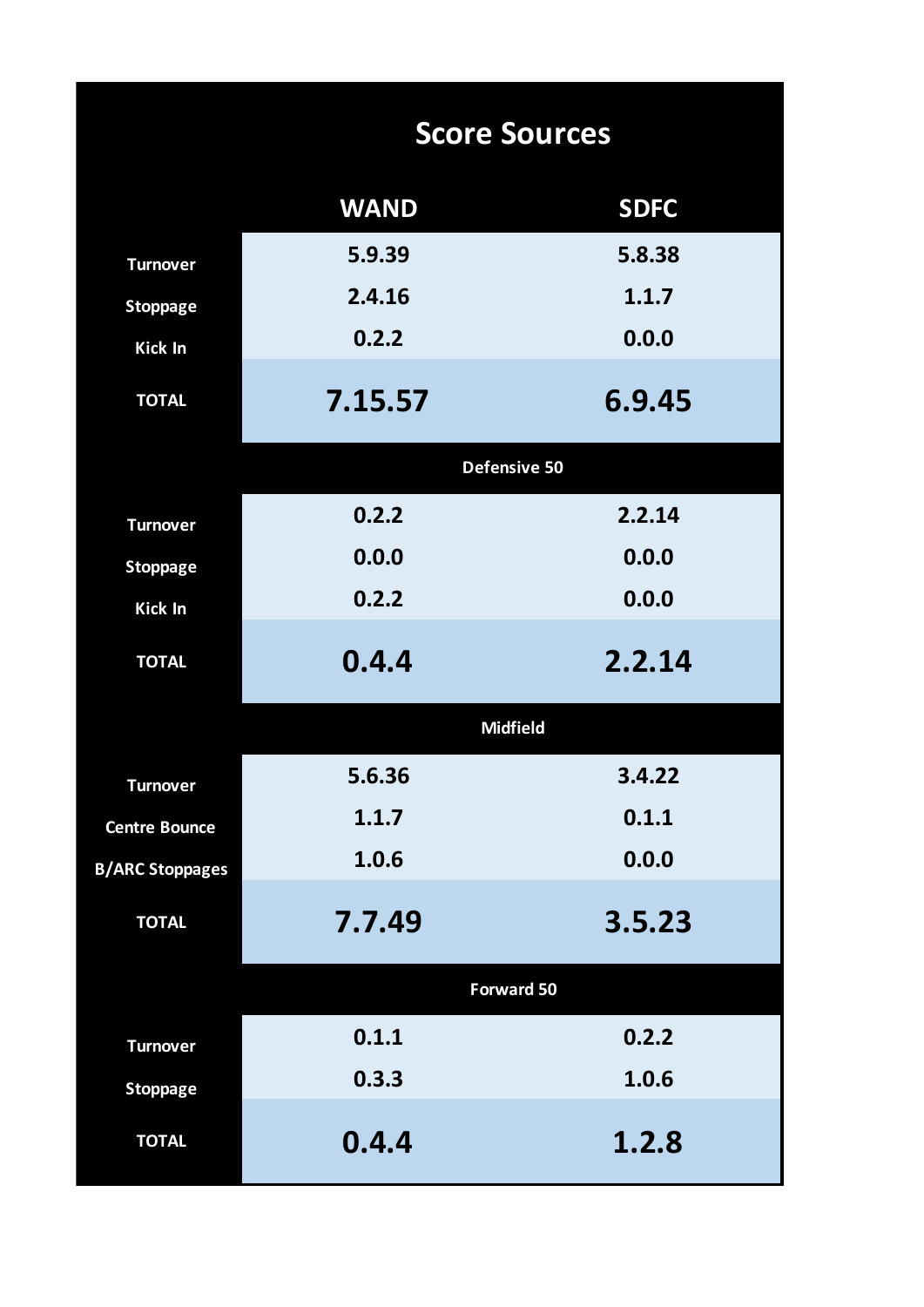# Score Sources

| | WAND | SDFC |
|---|---|---|
| Turnover | 5.9.39 | 5.8.38 |
| Stoppage | 2.4.16 | 1.1.7 |
| Kick In | 0.2.2 | 0.0.0 |
| **TOTAL** | **7.15.57** | **6.9.45** |
| **Defensive 50** | | |
| Turnover | 0.2.2 | 2.2.14 |
| Stoppage | 0.0.0 | 0.0.0 |
| Kick In | 0.2.2 | 0.0.0 |
| **TOTAL** | **0.4.4** | **2.2.14** |
| **Midfield** | | |
| Turnover | 5.6.36 | 3.4.22 |
| Centre Bounce | 1.1.7 | 0.1.1 |
| B/ARC Stoppages | 1.0.6 | 0.0.0 |
| **TOTAL** | **7.7.49** | **3.5.23** |
| **Forward 50** | | |
| Turnover | 0.1.1 | 0.2.2 |
| Stoppage | 0.3.3 | 1.0.6 |
| **TOTAL** | **0.4.4** | **1.2.8** |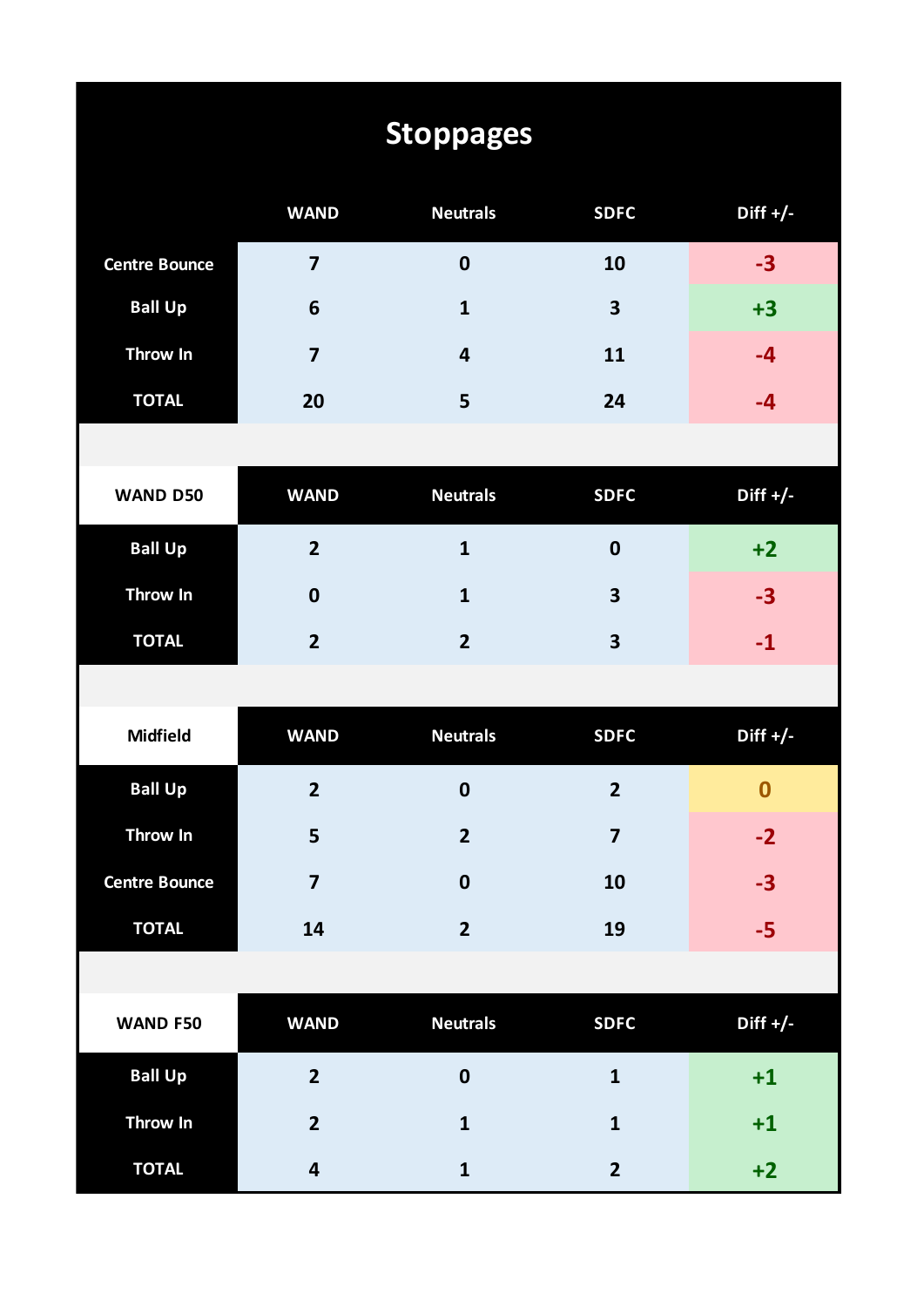# Stoppages

| | WAND | Neutrals | SDFC | Diff +/- |
|---|---|---|---|---|
| Centre Bounce | 7 | 0 | 10 | -3 |
| Ball Up | 6 | 1 | 3 | +3 |
| Throw In | 7 | 4 | 11 | -4 |
| TOTAL | 20 | 5 | 24 | -4 |

| WAND D50 | WAND | Neutrals | SDFC | Diff +/- |
|---|---|---|---|---|
| Ball Up | 2 | 1 | 0 | +2 |
| Throw In | 0 | 1 | 3 | -3 |
| TOTAL | 2 | 2 | 3 | -1 |

| Midfield | WAND | Neutrals | SDFC | Diff +/- |
|---|---|---|---|---|
| Ball Up | 2 | 0 | 2 | 0 |
| Throw In | 5 | 2 | 7 | -2 |
| Centre Bounce | 7 | 0 | 10 | -3 |
| TOTAL | 14 | 2 | 19 | -5 |

| WAND F50 | WAND | Neutrals | SDFC | Diff +/- |
|---|---|---|---|---|
| Ball Up | 2 | 0 | 1 | +1 |
| Throw In | 2 | 1 | 1 | +1 |
| TOTAL | 4 | 1 | 2 | +2 |